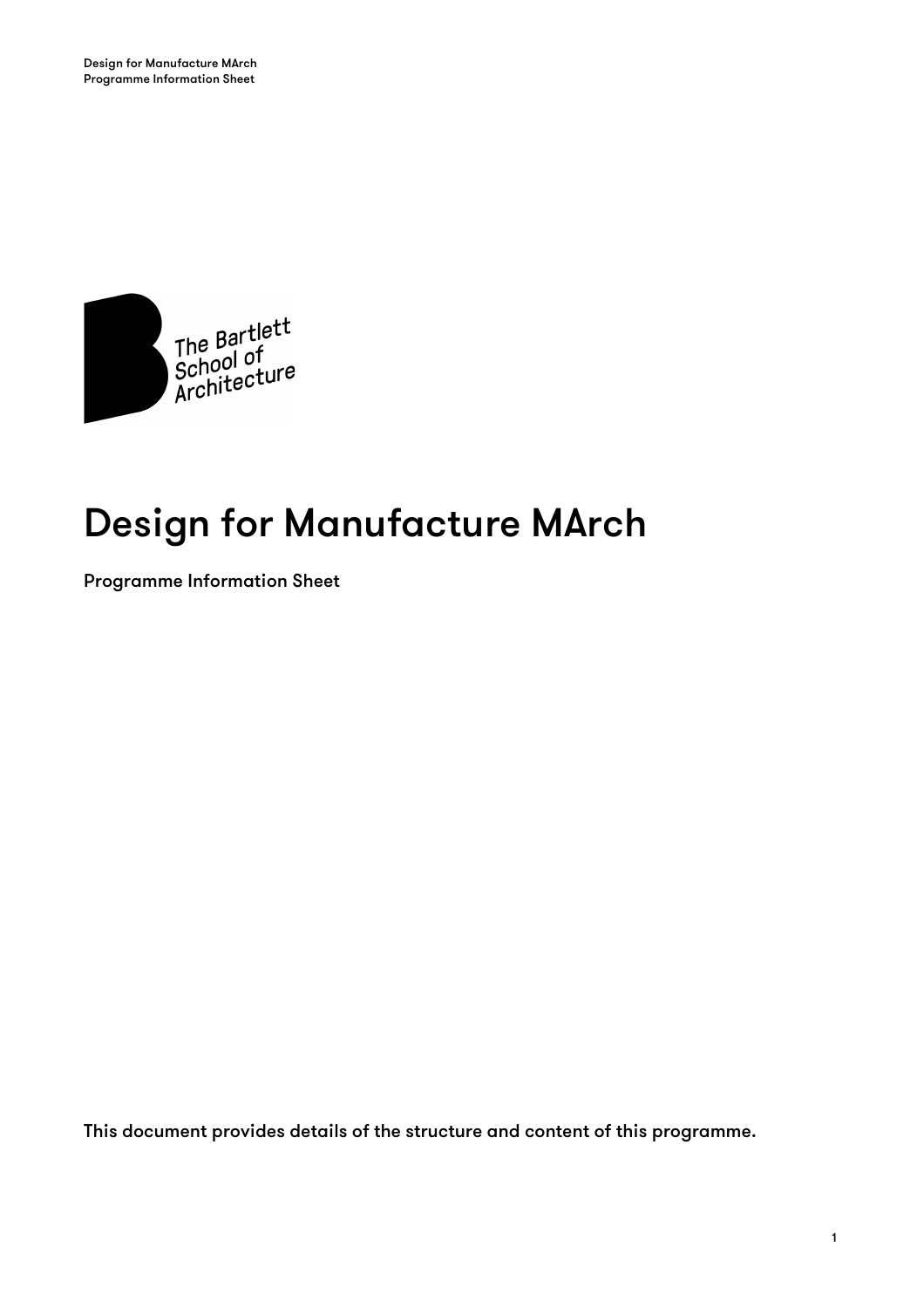# Design for Manufacture MArch

Programme Information Sheet

This document provides details of the structure and content of this programme.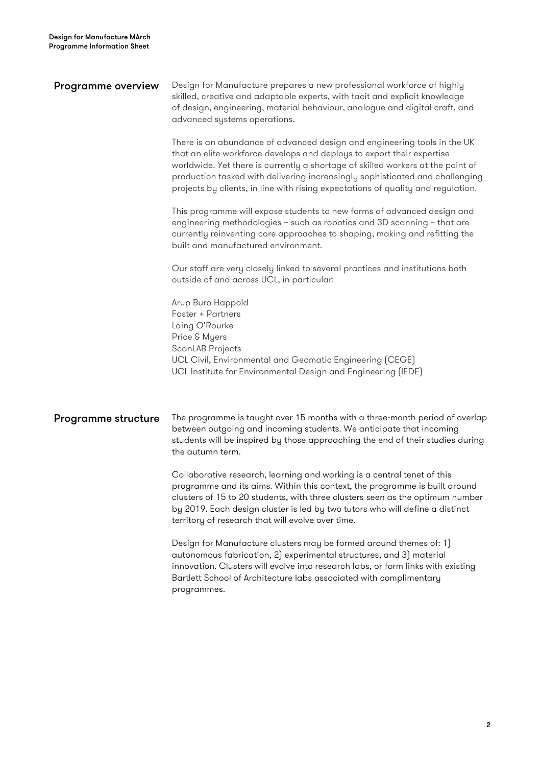## Programme overview

Design for Manufacture prepares a new professional workforce of highly skilled, creative and adaptable experts, with tacit and explicit knowledge of design, engineering, material behaviour, analogue and digital craft, and advanced systems operations.

There is an abundance of advanced design and engineering tools in the UK that an elite workforce develops and deploys to export their expertise worldwide. Yet there is currently a shortage of skilled workers at the point of production tasked with delivering increasingly sophisticated and challenging projects by clients, in line with rising expectations of quality and regulation.

This programme will expose students to new forms of advanced design and engineering methodologies – such as robotics and 3D scanning – that are currently reinventing core approaches to shaping, making and refitting the built and manufactured environment.

Our staff are very closely linked to several practices and institutions both outside of and across UCL, in particular:

Arup Buro Happold
Foster + Partners
Laing O'Rourke
Price & Myers
ScanLAB Projects
UCL Civil, Environmental and Geomatic Engineering (CEGE)
UCL Institute for Environmental Design and Engineering (IEDE)

## Programme structure

The programme is taught over 15 months with a three-month period of overlap between outgoing and incoming students. We anticipate that incoming students will be inspired by those approaching the end of their studies during the autumn term.

Collaborative research, learning and working is a central tenet of this programme and its aims. Within this context, the programme is built around clusters of 15 to 20 students, with three clusters seen as the optimum number by 2019. Each design cluster is led by two tutors who will define a distinct territory of research that will evolve over time.

Design for Manufacture clusters may be formed around themes of: 1) autonomous fabrication, 2) experimental structures, and 3) material innovation. Clusters will evolve into research labs, or form links with existing Bartlett School of Architecture labs associated with complimentary programmes.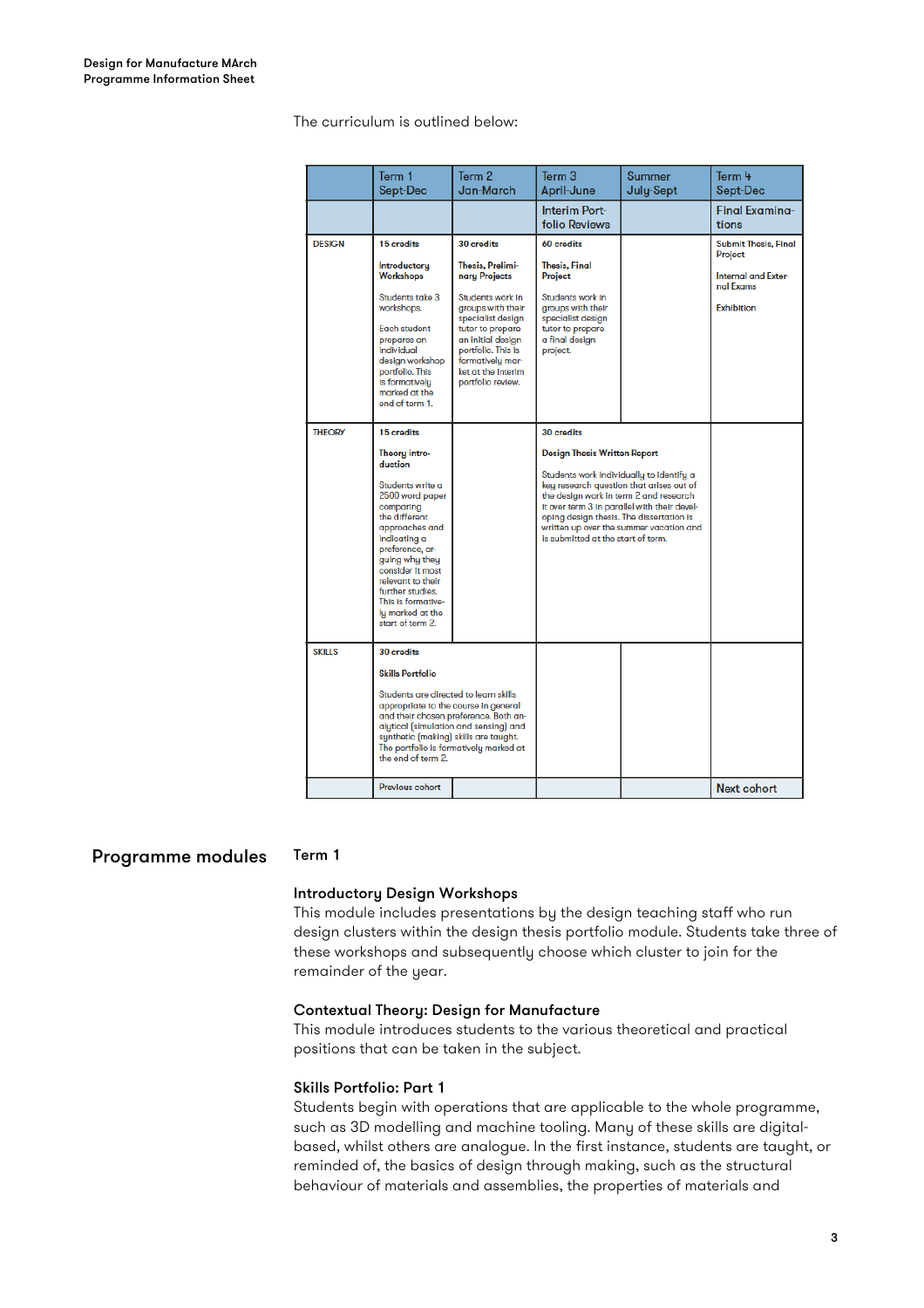The curriculum is outlined below:

| | Term 1 Sept-Dec | Term 2 Jan-March | Term 3 April-June | Summer July-Sept | Term 4 Sept-Dec |
|---|---|---|---|---|---|
| | | | Interim Portfolio Reviews | | Final Examinations |
| DESIGN | **15 credits**<br><br>**Introductory Workshops**<br><br>Students take 3 workshops.<br><br>Each student prepares an individual design workshop portfolio. This is formatively marked at the end of term 1. | **30 credits**<br><br>**Thesis, Preliminary Projects**<br><br>Students work in groups with their specialist design tutor to prepare an initial design portfolio. This is formatively market at the interim portfolio review. | **60 credits**<br><br>**Thesis, Final Project**<br><br>Students work in groups with their specialist design tutor to prepare a final design project. | | **Submit Thesis, Final Project**<br><br>**Internal and External Exams**<br><br>**Exhibition** |
| THEORY | **15 credits**<br><br>**Theory introduction**<br><br>Students write a 2500 word paper comparing the different approaches and indicating a preference, arguing why they consider it most relevant to their further studies. This is formatively marked at the start of term 2. | | **30 credits**<br><br>**Design Thesis Written Report**<br><br>Students work individually to identify a key research question that arises out of the design work in term 2 and research it over term 3 in parallel with their developing design thesis. The dissertation is written up over the summer vacation and is submitted at the start of term. | | |
| SKILLS | **30 credits**<br><br>**Skills Portfolio**<br><br>Students are directed to learn skills appropriate to the course in general and their chosen preference. Both analytical (simulation and sensing) and synthetic (making) skills are taught. The portfolio is formatively marked at the end of term 2. | | | | |
| | Previous cohort | | | | Next cohort |

## Programme modules

### Term 1

**Introductory Design Workshops**

This module includes presentations by the design teaching staff who run design clusters within the design thesis portfolio module. Students take three of these workshops and subsequently choose which cluster to join for the remainder of the year.

**Contextual Theory: Design for Manufacture**

This module introduces students to the various theoretical and practical positions that can be taken in the subject.

**Skills Portfolio: Part 1**

Students begin with operations that are applicable to the whole programme, such as 3D modelling and machine tooling. Many of these skills are digital-based, whilst others are analogue. In the first instance, students are taught, or reminded of, the basics of design through making, such as the structural behaviour of materials and assemblies, the properties of materials and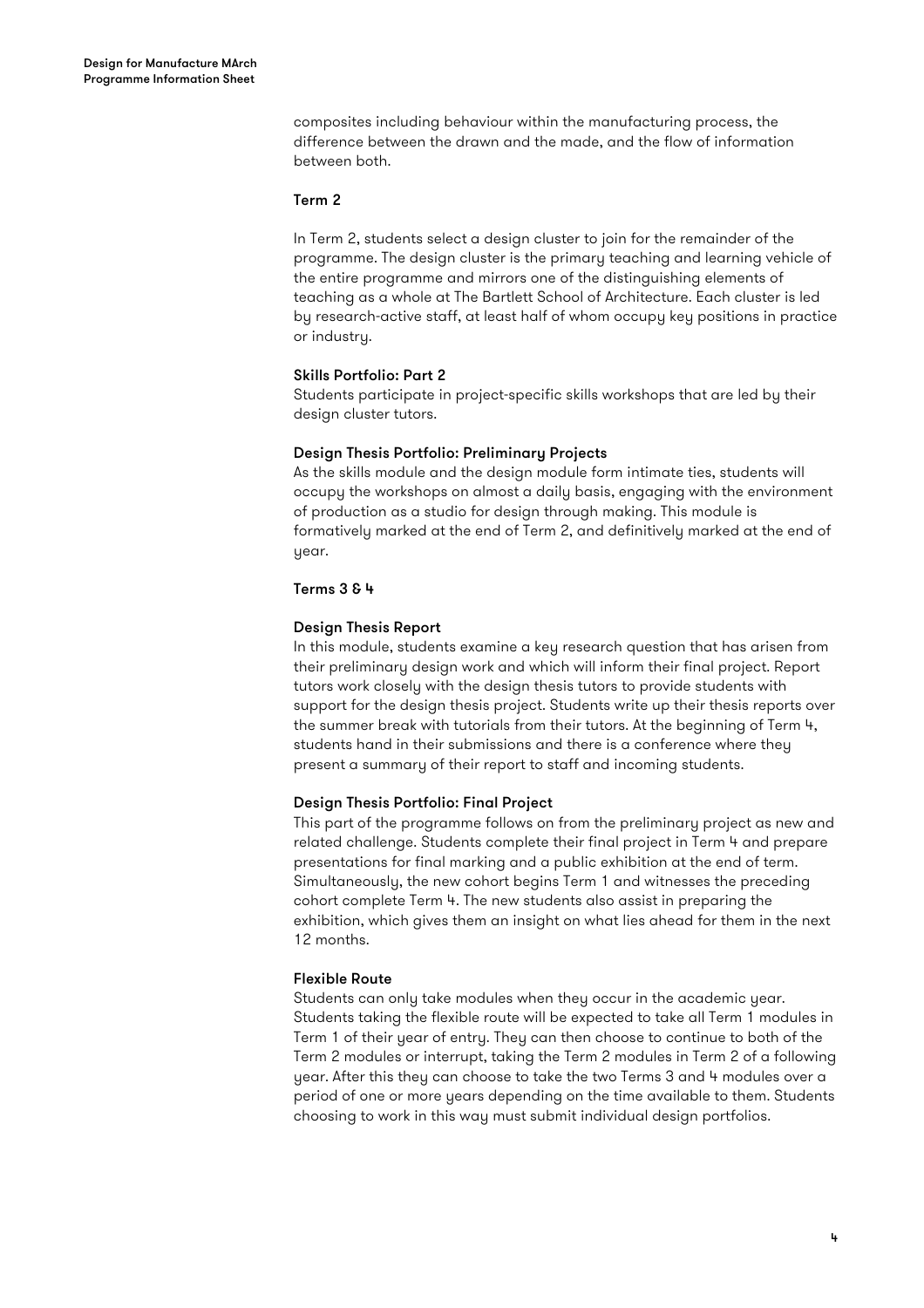composites including behaviour within the manufacturing process, the difference between the drawn and the made, and the flow of information between both.

### Term 2

In Term 2, students select a design cluster to join for the remainder of the programme. The design cluster is the primary teaching and learning vehicle of the entire programme and mirrors one of the distinguishing elements of teaching as a whole at The Bartlett School of Architecture. Each cluster is led by research-active staff, at least half of whom occupy key positions in practice or industry.

#### Skills Portfolio: Part 2

Students participate in project-specific skills workshops that are led by their design cluster tutors.

#### Design Thesis Portfolio: Preliminary Projects

As the skills module and the design module form intimate ties, students will occupy the workshops on almost a daily basis, engaging with the environment of production as a studio for design through making. This module is formatively marked at the end of Term 2, and definitively marked at the end of year.

### Terms 3 & 4

#### Design Thesis Report

In this module, students examine a key research question that has arisen from their preliminary design work and which will inform their final project. Report tutors work closely with the design thesis tutors to provide students with support for the design thesis project. Students write up their thesis reports over the summer break with tutorials from their tutors. At the beginning of Term 4, students hand in their submissions and there is a conference where they present a summary of their report to staff and incoming students.

#### Design Thesis Portfolio: Final Project

This part of the programme follows on from the preliminary project as new and related challenge. Students complete their final project in Term 4 and prepare presentations for final marking and a public exhibition at the end of term. Simultaneously, the new cohort begins Term 1 and witnesses the preceding cohort complete Term 4. The new students also assist in preparing the exhibition, which gives them an insight on what lies ahead for them in the next 12 months.

#### Flexible Route

Students can only take modules when they occur in the academic year. Students taking the flexible route will be expected to take all Term 1 modules in Term 1 of their year of entry. They can then choose to continue to both of the Term 2 modules or interrupt, taking the Term 2 modules in Term 2 of a following year. After this they can choose to take the two Terms 3 and 4 modules over a period of one or more years depending on the time available to them. Students choosing to work in this way must submit individual design portfolios.